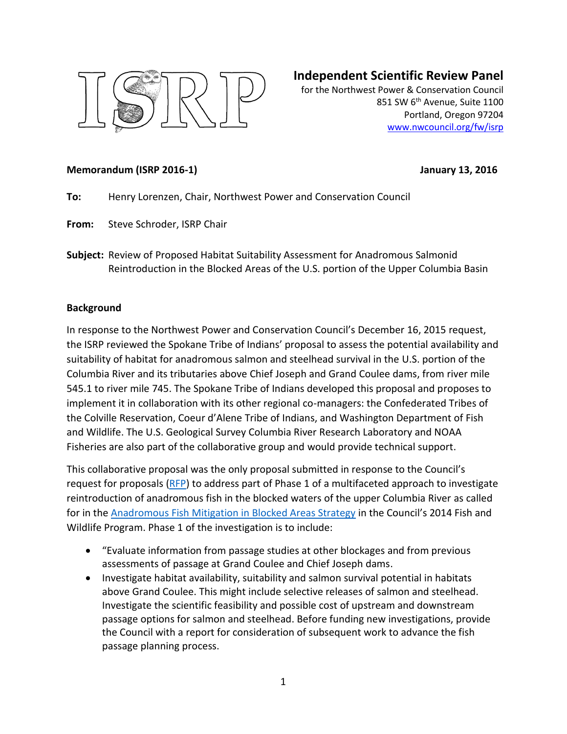**ISRP**

# Independent Scientific Review Panel

for the Northwest Power & Conservation Council
851 SW 6th Avenue, Suite 1100
Portland, Oregon 97204
[www.nwcouncil.org/fw/isrp](www.nwcouncil.org/fw/isrp)

**Memorandum (ISRP 2016-1)** **January 13, 2016**

**To:** Henry Lorenzen, Chair, Northwest Power and Conservation Council

**From:** Steve Schroder, ISRP Chair

**Subject:** Review of Proposed Habitat Suitability Assessment for Anadromous Salmonid Reintroduction in the Blocked Areas of the U.S. portion of the Upper Columbia Basin

## Background

In response to the Northwest Power and Conservation Council's December 16, 2015 request, the ISRP reviewed the Spokane Tribe of Indians' proposal to assess the potential availability and suitability of habitat for anadromous salmon and steelhead survival in the U.S. portion of the Columbia River and its tributaries above Chief Joseph and Grand Coulee dams, from river mile 545.1 to river mile 745. The Spokane Tribe of Indians developed this proposal and proposes to implement it in collaboration with its other regional co-managers: the Confederated Tribes of the Colville Reservation, Coeur d'Alene Tribe of Indians, and Washington Department of Fish and Wildlife. The U.S. Geological Survey Columbia River Research Laboratory and NOAA Fisheries are also part of the collaborative group and would provide technical support.

This collaborative proposal was the only proposal submitted in response to the Council's request for proposals (RFP) to address part of Phase 1 of a multifaceted approach to investigate reintroduction of anadromous fish in the blocked waters of the upper Columbia River as called for in the Anadromous Fish Mitigation in Blocked Areas Strategy in the Council's 2014 Fish and Wildlife Program. Phase 1 of the investigation is to include:

- "Evaluate information from passage studies at other blockages and from previous assessments of passage at Grand Coulee and Chief Joseph dams.
- Investigate habitat availability, suitability and salmon survival potential in habitats above Grand Coulee. This might include selective releases of salmon and steelhead. Investigate the scientific feasibility and possible cost of upstream and downstream passage options for salmon and steelhead. Before funding new investigations, provide the Council with a report for consideration of subsequent work to advance the fish passage planning process.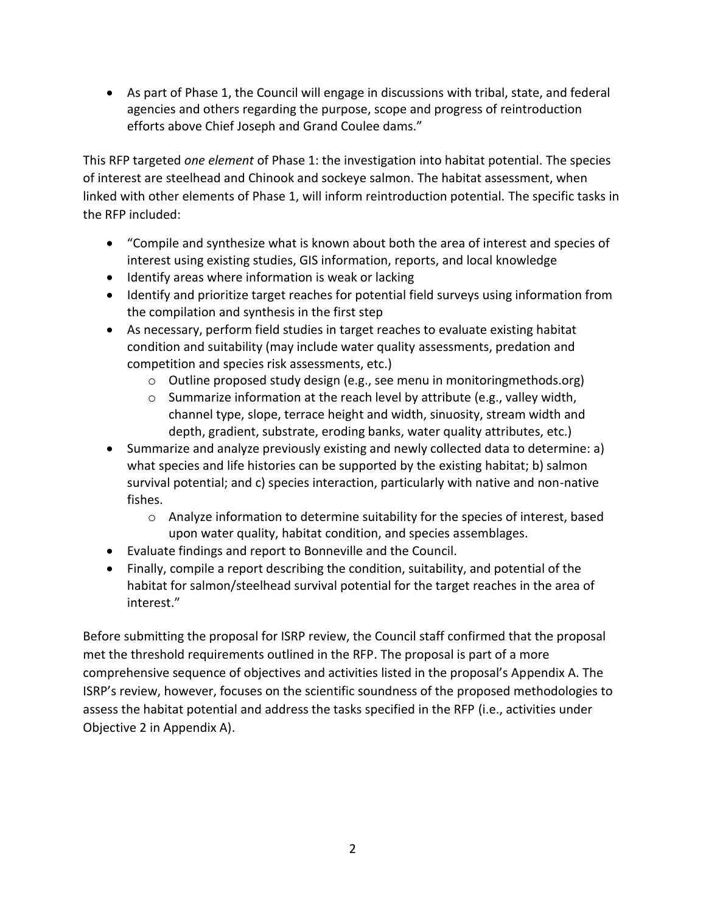- As part of Phase 1, the Council will engage in discussions with tribal, state, and federal agencies and others regarding the purpose, scope and progress of reintroduction efforts above Chief Joseph and Grand Coulee dams."

This RFP targeted *one element* of Phase 1: the investigation into habitat potential. The species of interest are steelhead and Chinook and sockeye salmon. The habitat assessment, when linked with other elements of Phase 1, will inform reintroduction potential. The specific tasks in the RFP included:

- "Compile and synthesize what is known about both the area of interest and species of interest using existing studies, GIS information, reports, and local knowledge
- Identify areas where information is weak or lacking
- Identify and prioritize target reaches for potential field surveys using information from the compilation and synthesis in the first step
- As necessary, perform field studies in target reaches to evaluate existing habitat condition and suitability (may include water quality assessments, predation and competition and species risk assessments, etc.)
    - Outline proposed study design (e.g., see menu in monitoringmethods.org)
    - Summarize information at the reach level by attribute (e.g., valley width, channel type, slope, terrace height and width, sinuosity, stream width and depth, gradient, substrate, eroding banks, water quality attributes, etc.)
- Summarize and analyze previously existing and newly collected data to determine: a) what species and life histories can be supported by the existing habitat; b) salmon survival potential; and c) species interaction, particularly with native and non-native fishes.
    - Analyze information to determine suitability for the species of interest, based upon water quality, habitat condition, and species assemblages.
- Evaluate findings and report to Bonneville and the Council.
- Finally, compile a report describing the condition, suitability, and potential of the habitat for salmon/steelhead survival potential for the target reaches in the area of interest."

Before submitting the proposal for ISRP review, the Council staff confirmed that the proposal met the threshold requirements outlined in the RFP. The proposal is part of a more comprehensive sequence of objectives and activities listed in the proposal's Appendix A. The ISRP's review, however, focuses on the scientific soundness of the proposed methodologies to assess the habitat potential and address the tasks specified in the RFP (i.e., activities under Objective 2 in Appendix A).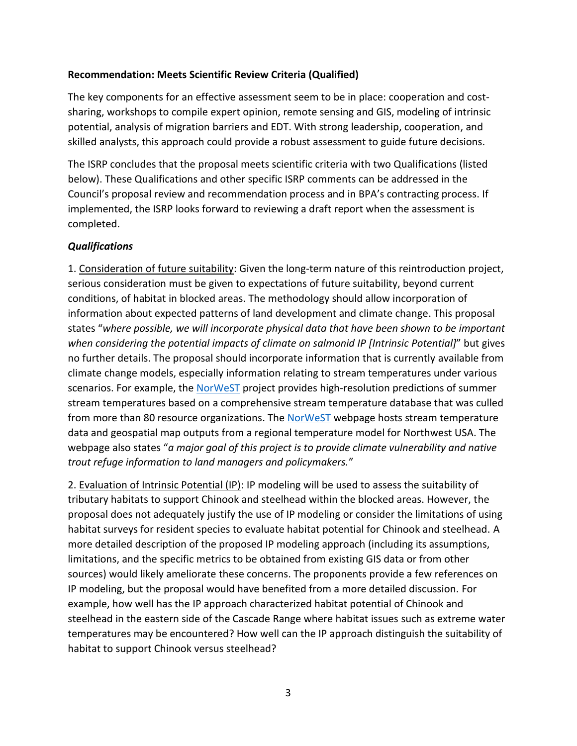**Recommendation: Meets Scientific Review Criteria (Qualified)**

The key components for an effective assessment seem to be in place: cooperation and cost-sharing, workshops to compile expert opinion, remote sensing and GIS, modeling of intrinsic potential, analysis of migration barriers and EDT. With strong leadership, cooperation, and skilled analysts, this approach could provide a robust assessment to guide future decisions.

The ISRP concludes that the proposal meets scientific criteria with two Qualifications (listed below). These Qualifications and other specific ISRP comments can be addressed in the Council's proposal review and recommendation process and in BPA's contracting process. If implemented, the ISRP looks forward to reviewing a draft report when the assessment is completed.

***Qualifications***

1. Consideration of future suitability: Given the long-term nature of this reintroduction project, serious consideration must be given to expectations of future suitability, beyond current conditions, of habitat in blocked areas. The methodology should allow incorporation of information about expected patterns of land development and climate change. This proposal states "*where possible, we will incorporate physical data that have been shown to be important when considering the potential impacts of climate on salmonid IP [Intrinsic Potential]*" but gives no further details. The proposal should incorporate information that is currently available from climate change models, especially information relating to stream temperatures under various scenarios. For example, the NorWeST project provides high-resolution predictions of summer stream temperatures based on a comprehensive stream temperature database that was culled from more than 80 resource organizations. The NorWeST webpage hosts stream temperature data and geospatial map outputs from a regional temperature model for Northwest USA. The webpage also states "*a major goal of this project is to provide climate vulnerability and native trout refuge information to land managers and policymakers.*"

2. Evaluation of Intrinsic Potential (IP): IP modeling will be used to assess the suitability of tributary habitats to support Chinook and steelhead within the blocked areas. However, the proposal does not adequately justify the use of IP modeling or consider the limitations of using habitat surveys for resident species to evaluate habitat potential for Chinook and steelhead. A more detailed description of the proposed IP modeling approach (including its assumptions, limitations, and the specific metrics to be obtained from existing GIS data or from other sources) would likely ameliorate these concerns. The proponents provide a few references on IP modeling, but the proposal would have benefited from a more detailed discussion. For example, how well has the IP approach characterized habitat potential of Chinook and steelhead in the eastern side of the Cascade Range where habitat issues such as extreme water temperatures may be encountered? How well can the IP approach distinguish the suitability of habitat to support Chinook versus steelhead?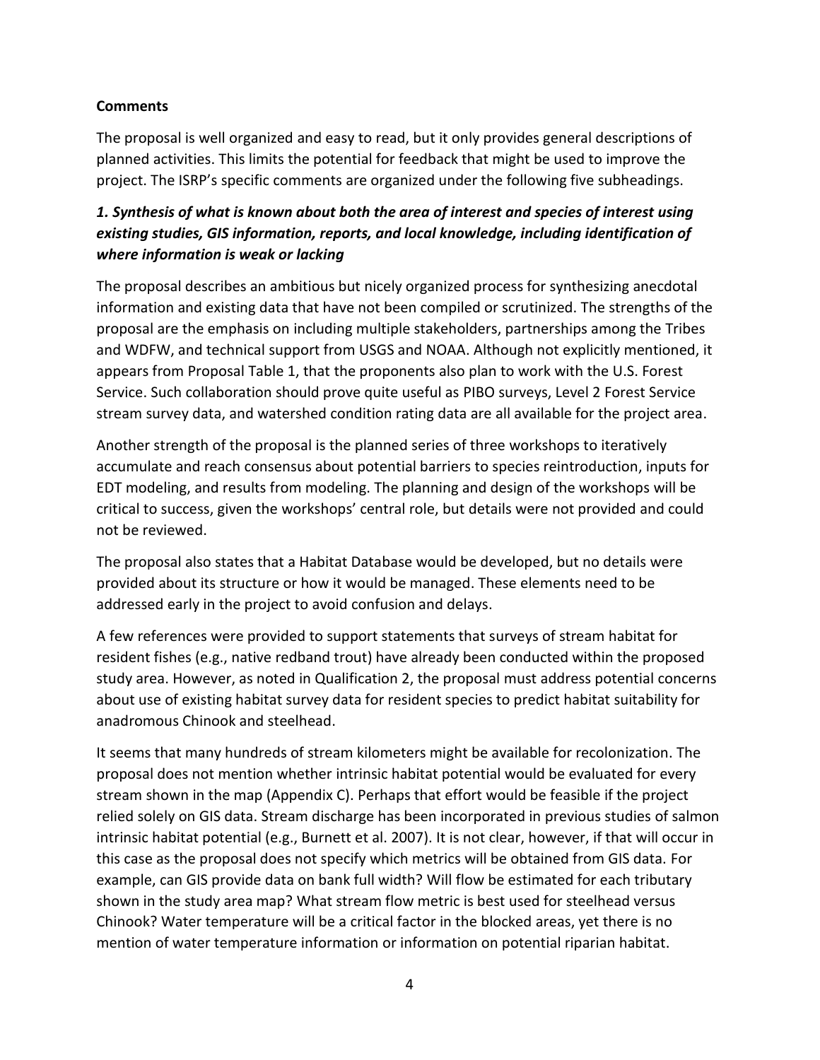**Comments**

The proposal is well organized and easy to read, but it only provides general descriptions of planned activities. This limits the potential for feedback that might be used to improve the project. The ISRP's specific comments are organized under the following five subheadings.

***1. Synthesis of what is known about both the area of interest and species of interest using existing studies, GIS information, reports, and local knowledge, including identification of where information is weak or lacking***

The proposal describes an ambitious but nicely organized process for synthesizing anecdotal information and existing data that have not been compiled or scrutinized. The strengths of the proposal are the emphasis on including multiple stakeholders, partnerships among the Tribes and WDFW, and technical support from USGS and NOAA. Although not explicitly mentioned, it appears from Proposal Table 1, that the proponents also plan to work with the U.S. Forest Service. Such collaboration should prove quite useful as PIBO surveys, Level 2 Forest Service stream survey data, and watershed condition rating data are all available for the project area.

Another strength of the proposal is the planned series of three workshops to iteratively accumulate and reach consensus about potential barriers to species reintroduction, inputs for EDT modeling, and results from modeling. The planning and design of the workshops will be critical to success, given the workshops' central role, but details were not provided and could not be reviewed.

The proposal also states that a Habitat Database would be developed, but no details were provided about its structure or how it would be managed. These elements need to be addressed early in the project to avoid confusion and delays.

A few references were provided to support statements that surveys of stream habitat for resident fishes (e.g., native redband trout) have already been conducted within the proposed study area. However, as noted in Qualification 2, the proposal must address potential concerns about use of existing habitat survey data for resident species to predict habitat suitability for anadromous Chinook and steelhead.

It seems that many hundreds of stream kilometers might be available for recolonization. The proposal does not mention whether intrinsic habitat potential would be evaluated for every stream shown in the map (Appendix C). Perhaps that effort would be feasible if the project relied solely on GIS data. Stream discharge has been incorporated in previous studies of salmon intrinsic habitat potential (e.g., Burnett et al. 2007). It is not clear, however, if that will occur in this case as the proposal does not specify which metrics will be obtained from GIS data. For example, can GIS provide data on bank full width? Will flow be estimated for each tributary shown in the study area map? What stream flow metric is best used for steelhead versus Chinook? Water temperature will be a critical factor in the blocked areas, yet there is no mention of water temperature information or information on potential riparian habitat.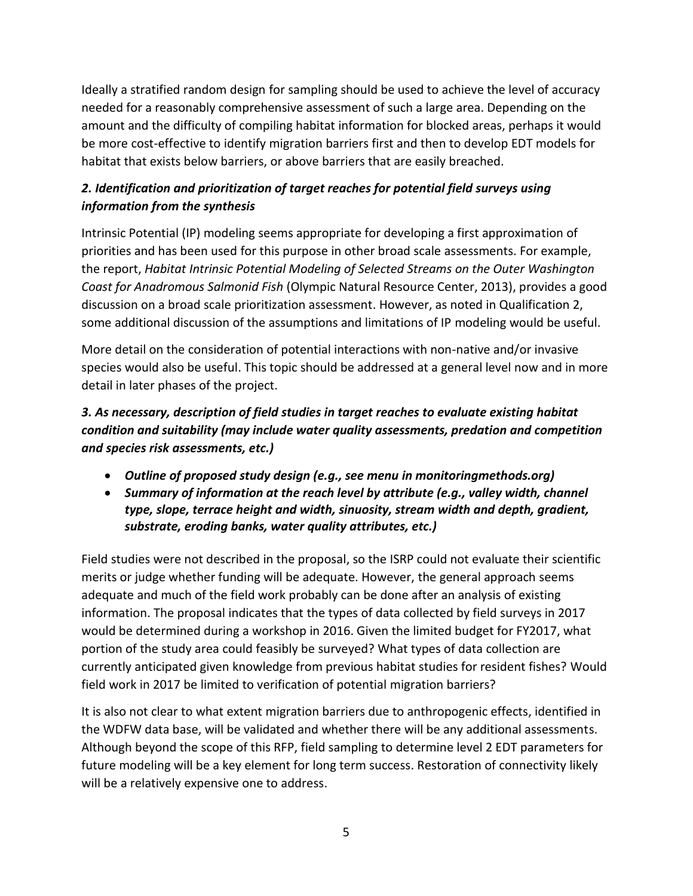Ideally a stratified random design for sampling should be used to achieve the level of accuracy needed for a reasonably comprehensive assessment of such a large area. Depending on the amount and the difficulty of compiling habitat information for blocked areas, perhaps it would be more cost-effective to identify migration barriers first and then to develop EDT models for habitat that exists below barriers, or above barriers that are easily breached.

### *2. Identification and prioritization of target reaches for potential field surveys using information from the synthesis*

Intrinsic Potential (IP) modeling seems appropriate for developing a first approximation of priorities and has been used for this purpose in other broad scale assessments. For example, the report, *Habitat Intrinsic Potential Modeling of Selected Streams on the Outer Washington Coast for Anadromous Salmonid Fish* (Olympic Natural Resource Center, 2013), provides a good discussion on a broad scale prioritization assessment. However, as noted in Qualification 2, some additional discussion of the assumptions and limitations of IP modeling would be useful.

More detail on the consideration of potential interactions with non-native and/or invasive species would also be useful. This topic should be addressed at a general level now and in more detail in later phases of the project.

### *3. As necessary, description of field studies in target reaches to evaluate existing habitat condition and suitability (may include water quality assessments, predation and competition and species risk assessments, etc.)*

- ***Outline of proposed study design (e.g., see menu in monitoringmethods.org)***
- ***Summary of information at the reach level by attribute (e.g., valley width, channel type, slope, terrace height and width, sinuosity, stream width and depth, gradient, substrate, eroding banks, water quality attributes, etc.)***

Field studies were not described in the proposal, so the ISRP could not evaluate their scientific merits or judge whether funding will be adequate. However, the general approach seems adequate and much of the field work probably can be done after an analysis of existing information. The proposal indicates that the types of data collected by field surveys in 2017 would be determined during a workshop in 2016. Given the limited budget for FY2017, what portion of the study area could feasibly be surveyed? What types of data collection are currently anticipated given knowledge from previous habitat studies for resident fishes? Would field work in 2017 be limited to verification of potential migration barriers?

It is also not clear to what extent migration barriers due to anthropogenic effects, identified in the WDFW data base, will be validated and whether there will be any additional assessments. Although beyond the scope of this RFP, field sampling to determine level 2 EDT parameters for future modeling will be a key element for long term success. Restoration of connectivity likely will be a relatively expensive one to address.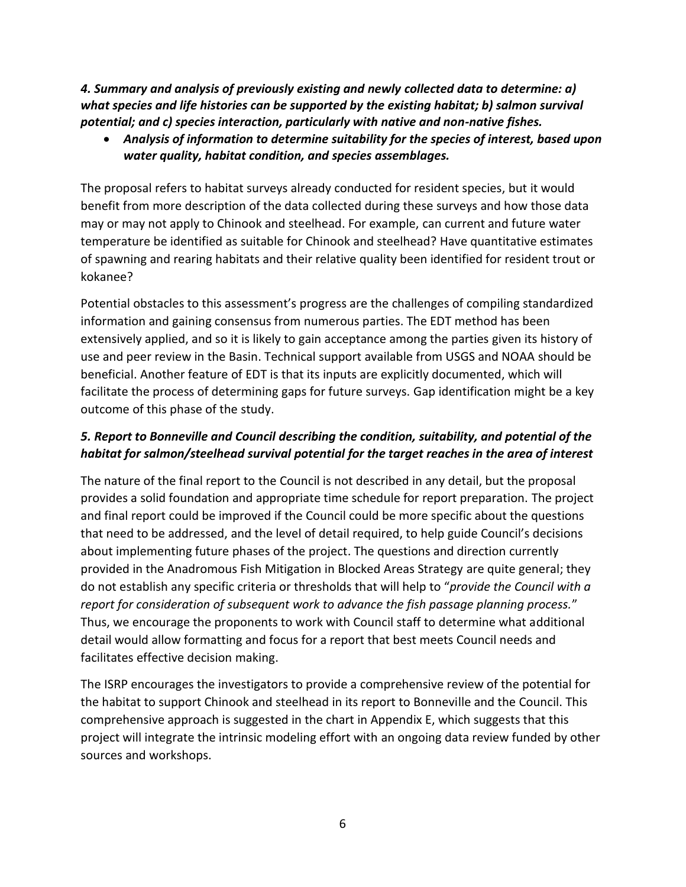***4. Summary and analysis of previously existing and newly collected data to determine: a) what species and life histories can be supported by the existing habitat; b) salmon survival potential; and c) species interaction, particularly with native and non-native fishes.***

- ***Analysis of information to determine suitability for the species of interest, based upon water quality, habitat condition, and species assemblages.***

The proposal refers to habitat surveys already conducted for resident species, but it would benefit from more description of the data collected during these surveys and how those data may or may not apply to Chinook and steelhead. For example, can current and future water temperature be identified as suitable for Chinook and steelhead? Have quantitative estimates of spawning and rearing habitats and their relative quality been identified for resident trout or kokanee?

Potential obstacles to this assessment's progress are the challenges of compiling standardized information and gaining consensus from numerous parties. The EDT method has been extensively applied, and so it is likely to gain acceptance among the parties given its history of use and peer review in the Basin. Technical support available from USGS and NOAA should be beneficial. Another feature of EDT is that its inputs are explicitly documented, which will facilitate the process of determining gaps for future surveys. Gap identification might be a key outcome of this phase of the study.

***5. Report to Bonneville and Council describing the condition, suitability, and potential of the habitat for salmon/steelhead survival potential for the target reaches in the area of interest***

The nature of the final report to the Council is not described in any detail, but the proposal provides a solid foundation and appropriate time schedule for report preparation. The project and final report could be improved if the Council could be more specific about the questions that need to be addressed, and the level of detail required, to help guide Council's decisions about implementing future phases of the project. The questions and direction currently provided in the Anadromous Fish Mitigation in Blocked Areas Strategy are quite general; they do not establish any specific criteria or thresholds that will help to "*provide the Council with a report for consideration of subsequent work to advance the fish passage planning process.*" Thus, we encourage the proponents to work with Council staff to determine what additional detail would allow formatting and focus for a report that best meets Council needs and facilitates effective decision making.

The ISRP encourages the investigators to provide a comprehensive review of the potential for the habitat to support Chinook and steelhead in its report to Bonneville and the Council. This comprehensive approach is suggested in the chart in Appendix E, which suggests that this project will integrate the intrinsic modeling effort with an ongoing data review funded by other sources and workshops.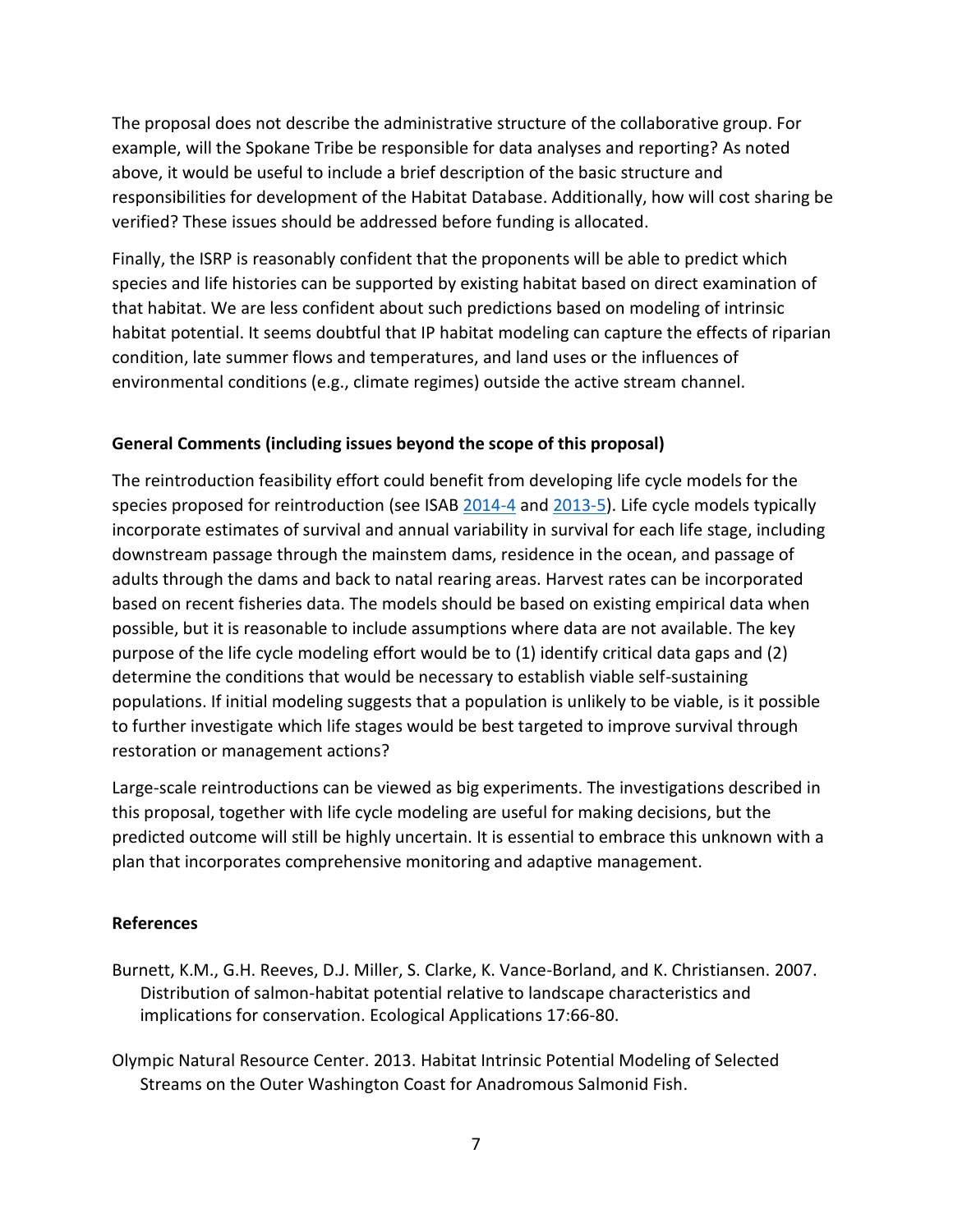The proposal does not describe the administrative structure of the collaborative group. For example, will the Spokane Tribe be responsible for data analyses and reporting? As noted above, it would be useful to include a brief description of the basic structure and responsibilities for development of the Habitat Database. Additionally, how will cost sharing be verified? These issues should be addressed before funding is allocated.

Finally, the ISRP is reasonably confident that the proponents will be able to predict which species and life histories can be supported by existing habitat based on direct examination of that habitat. We are less confident about such predictions based on modeling of intrinsic habitat potential. It seems doubtful that IP habitat modeling can capture the effects of riparian condition, late summer flows and temperatures, and land uses or the influences of environmental conditions (e.g., climate regimes) outside the active stream channel.

**General Comments (including issues beyond the scope of this proposal)**

The reintroduction feasibility effort could benefit from developing life cycle models for the species proposed for reintroduction (see ISAB 2014-4 and 2013-5). Life cycle models typically incorporate estimates of survival and annual variability in survival for each life stage, including downstream passage through the mainstem dams, residence in the ocean, and passage of adults through the dams and back to natal rearing areas. Harvest rates can be incorporated based on recent fisheries data. The models should be based on existing empirical data when possible, but it is reasonable to include assumptions where data are not available. The key purpose of the life cycle modeling effort would be to (1) identify critical data gaps and (2) determine the conditions that would be necessary to establish viable self-sustaining populations. If initial modeling suggests that a population is unlikely to be viable, is it possible to further investigate which life stages would be best targeted to improve survival through restoration or management actions?

Large-scale reintroductions can be viewed as big experiments. The investigations described in this proposal, together with life cycle modeling are useful for making decisions, but the predicted outcome will still be highly uncertain. It is essential to embrace this unknown with a plan that incorporates comprehensive monitoring and adaptive management.

**References**

Burnett, K.M., G.H. Reeves, D.J. Miller, S. Clarke, K. Vance-Borland, and K. Christiansen. 2007. Distribution of salmon-habitat potential relative to landscape characteristics and implications for conservation. Ecological Applications 17:66-80.

Olympic Natural Resource Center. 2013. Habitat Intrinsic Potential Modeling of Selected Streams on the Outer Washington Coast for Anadromous Salmonid Fish.